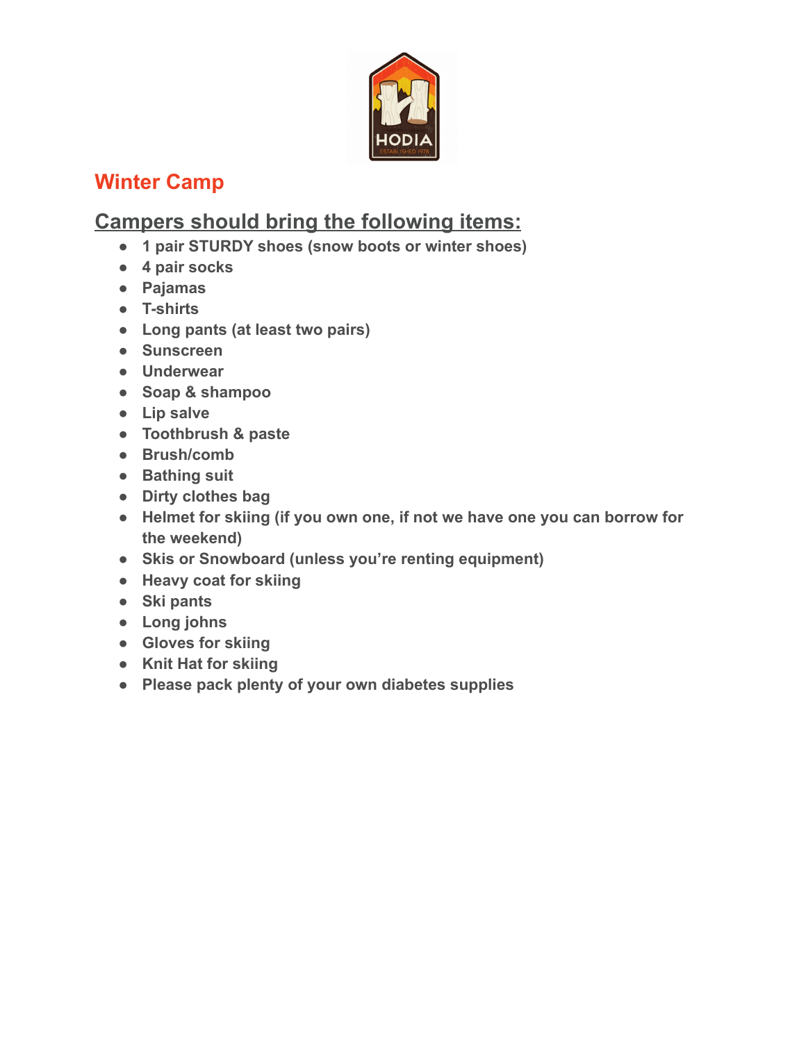# Winter Camp

## Campers should bring the following items:

- **1 pair STURDY shoes (snow boots or winter shoes)**
- **4 pair socks**
- **Pajamas**
- **T-shirts**
- **Long pants (at least two pairs)**
- **Sunscreen**
- **Underwear**
- **Soap & shampoo**
- **Lip salve**
- **Toothbrush & paste**
- **Brush/comb**
- **Bathing suit**
- **Dirty clothes bag**
- **Helmet for skiing (if you own one, if not we have one you can borrow for the weekend)**
- **Skis or Snowboard (unless you're renting equipment)**
- **Heavy coat for skiing**
- **Ski pants**
- **Long johns**
- **Gloves for skiing**
- **Knit Hat for skiing**
- **Please pack plenty of your own diabetes supplies**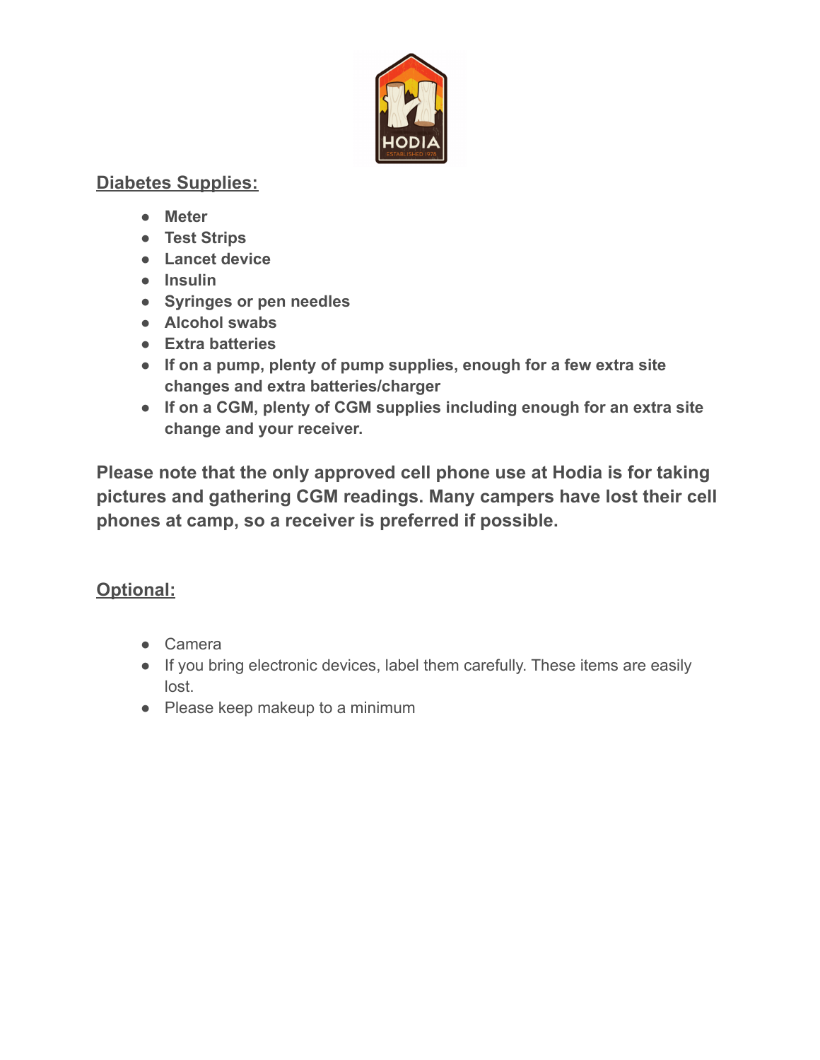## Diabetes Supplies:

- **Meter**
- **Test Strips**
- **Lancet device**
- **Insulin**
- **Syringes or pen needles**
- **Alcohol swabs**
- **Extra batteries**
- **If on a pump, plenty of pump supplies, enough for a few extra site changes and extra batteries/charger**
- **If on a CGM, plenty of CGM supplies including enough for an extra site change and your receiver.**

**Please note that the only approved cell phone use at Hodia is for taking pictures and gathering CGM readings. Many campers have lost their cell phones at camp, so a receiver is preferred if possible.**

## Optional:

- Camera
- If you bring electronic devices, label them carefully. These items are easily lost.
- Please keep makeup to a minimum